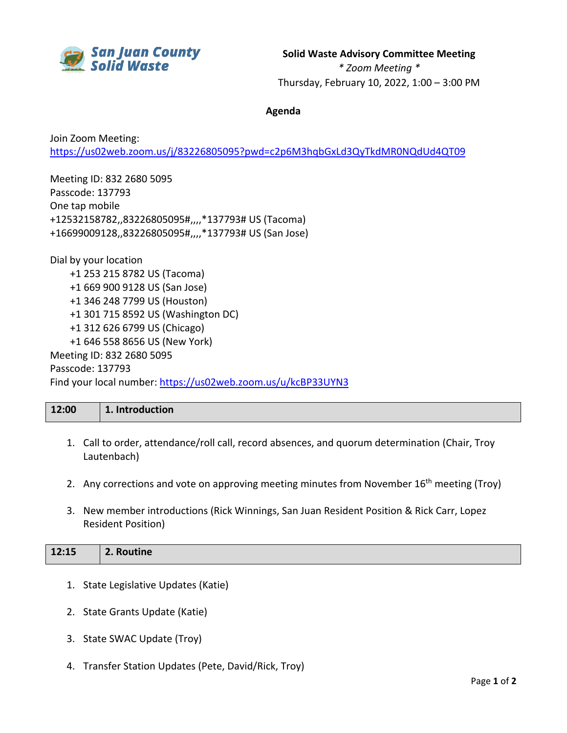San Juan County Solid Waste

**Solid Waste Advisory Committee Meeting**

*\* Zoom Meeting \**

Thursday, February 10, 2022, 1:00 – 3:00 PM

**Agenda**

Join Zoom Meeting:
https://us02web.zoom.us/j/83226805095?pwd=c2p6M3hqbGxLd3QyTkdMR0NQdUd4QT09

Meeting ID: 832 2680 5095
Passcode: 137793
One tap mobile
+12532158782,,83226805095#,,,,*137793# US (Tacoma)
+16699009128,,83226805095#,,,,*137793# US (San Jose)

Dial by your location
- +1 253 215 8782 US (Tacoma)
- +1 669 900 9128 US (San Jose)
- +1 346 248 7799 US (Houston)
- +1 301 715 8592 US (Washington DC)
- +1 312 626 6799 US (Chicago)
- +1 646 558 8656 US (New York)

Meeting ID: 832 2680 5095
Passcode: 137793
Find your local number: https://us02web.zoom.us/u/kcBP33UYN3

| 12:00 | 1. Introduction |
|---|---|

1. Call to order, attendance/roll call, record absences, and quorum determination (Chair, Troy Lautenbach)
2. Any corrections and vote on approving meeting minutes from November 16th meeting (Troy)
3. New member introductions (Rick Winnings, San Juan Resident Position & Rick Carr, Lopez Resident Position)

| 12:15 | 2. Routine |
|---|---|

1. State Legislative Updates (Katie)
2. State Grants Update (Katie)
3. State SWAC Update (Troy)
4. Transfer Station Updates (Pete, David/Rick, Troy)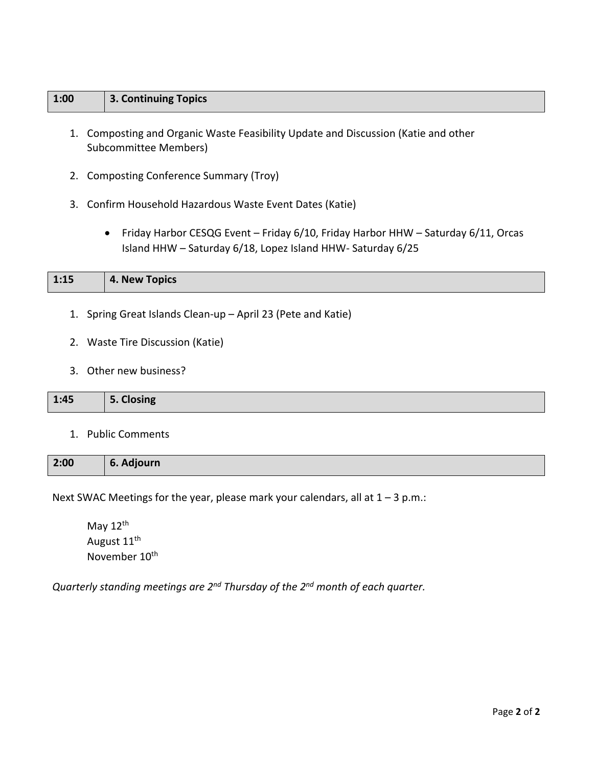| 1:00 | 3. Continuing Topics |
|---|---|

1. Composting and Organic Waste Feasibility Update and Discussion (Katie and other Subcommittee Members)

2. Composting Conference Summary (Troy)

3. Confirm Household Hazardous Waste Event Dates (Katie)

   - Friday Harbor CESQG Event – Friday 6/10, Friday Harbor HHW – Saturday 6/11, Orcas Island HHW – Saturday 6/18, Lopez Island HHW- Saturday 6/25

| 1:15 | 4. New Topics |
|---|---|

1. Spring Great Islands Clean-up – April 23 (Pete and Katie)

2. Waste Tire Discussion (Katie)

3. Other new business?

| 1:45 | 5. Closing |
|---|---|

1. Public Comments

| 2:00 | 6. Adjourn |
|---|---|

Next SWAC Meetings for the year, please mark your calendars, all at 1 – 3 p.m.:

May 12th
August 11th
November 10th

*Quarterly standing meetings are 2nd Thursday of the 2nd month of each quarter.*